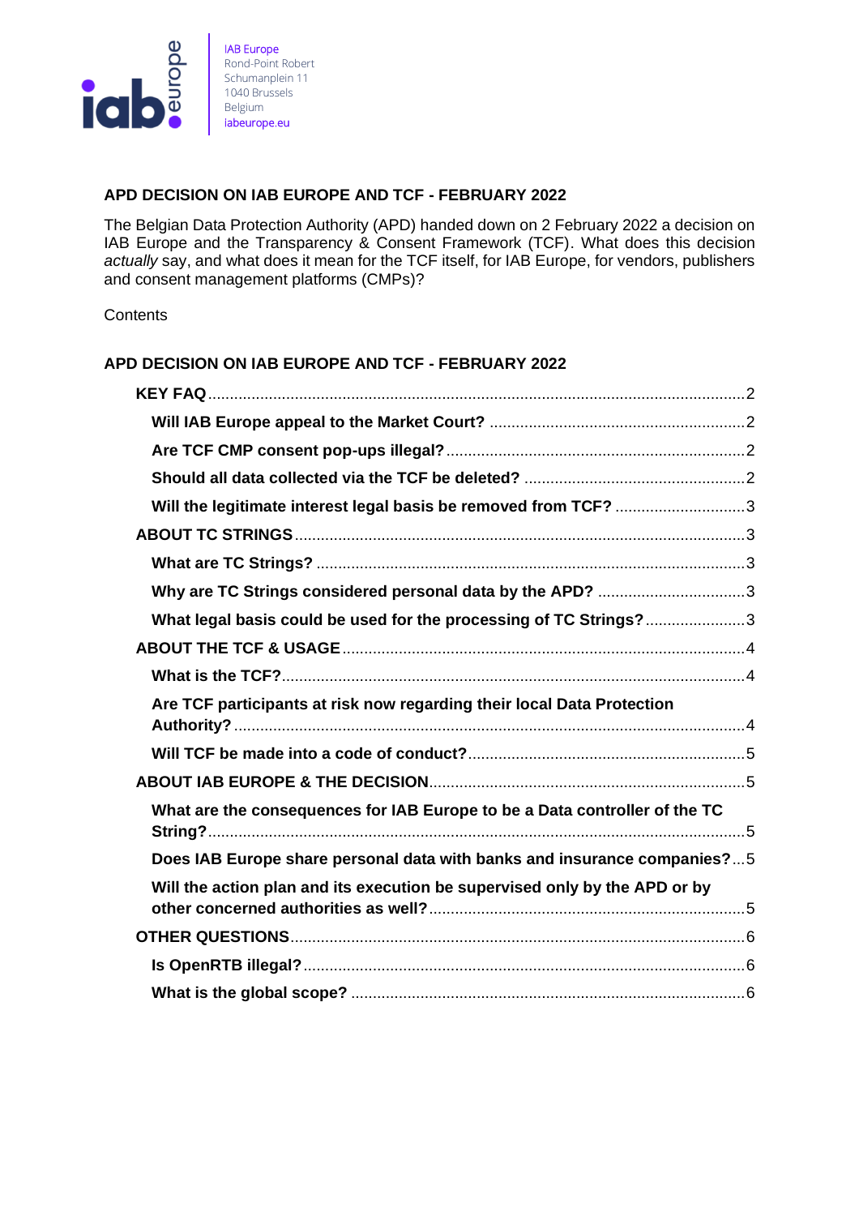IAB Europe
Rond-Point Robert
Schumanplein 11
1040 Brussels
Belgium
iabeurope.eu

## APD DECISION ON IAB EUROPE AND TCF - FEBRUARY 2022

The Belgian Data Protection Authority (APD) handed down on 2 February 2022 a decision on IAB Europe and the Transparency & Consent Framework (TCF). What does this decision *actually* say, and what does it mean for the TCF itself, for IAB Europe, for vendors, publishers and consent management platforms (CMPs)?

Contents

**APD DECISION ON IAB EUROPE AND TCF - FEBRUARY 2022**

- **KEY FAQ** .......... 2
  - **Will IAB Europe appeal to the Market Court?** .......... 2
  - **Are TCF CMP consent pop-ups illegal?** .......... 2
  - **Should all data collected via the TCF be deleted?** .......... 2
  - **Will the legitimate interest legal basis be removed from TCF?** .......... 3
- **ABOUT TC STRINGS** .......... 3
  - **What are TC Strings?** .......... 3
  - **Why are TC Strings considered personal data by the APD?** .......... 3
  - **What legal basis could be used for the processing of TC Strings?** .......... 3
- **ABOUT THE TCF & USAGE** .......... 4
  - **What is the TCF?** .......... 4
  - **Are TCF participants at risk now regarding their local Data Protection Authority?** .......... 4
  - **Will TCF be made into a code of conduct?** .......... 5
- **ABOUT IAB EUROPE & THE DECISION** .......... 5
  - **What are the consequences for IAB Europe to be a Data controller of the TC String?** .......... 5
  - **Does IAB Europe share personal data with banks and insurance companies?** .......... 5
  - **Will the action plan and its execution be supervised only by the APD or by other concerned authorities as well?** .......... 5
- **OTHER QUESTIONS** .......... 6
  - **Is OpenRTB illegal?** .......... 6
  - **What is the global scope?** .......... 6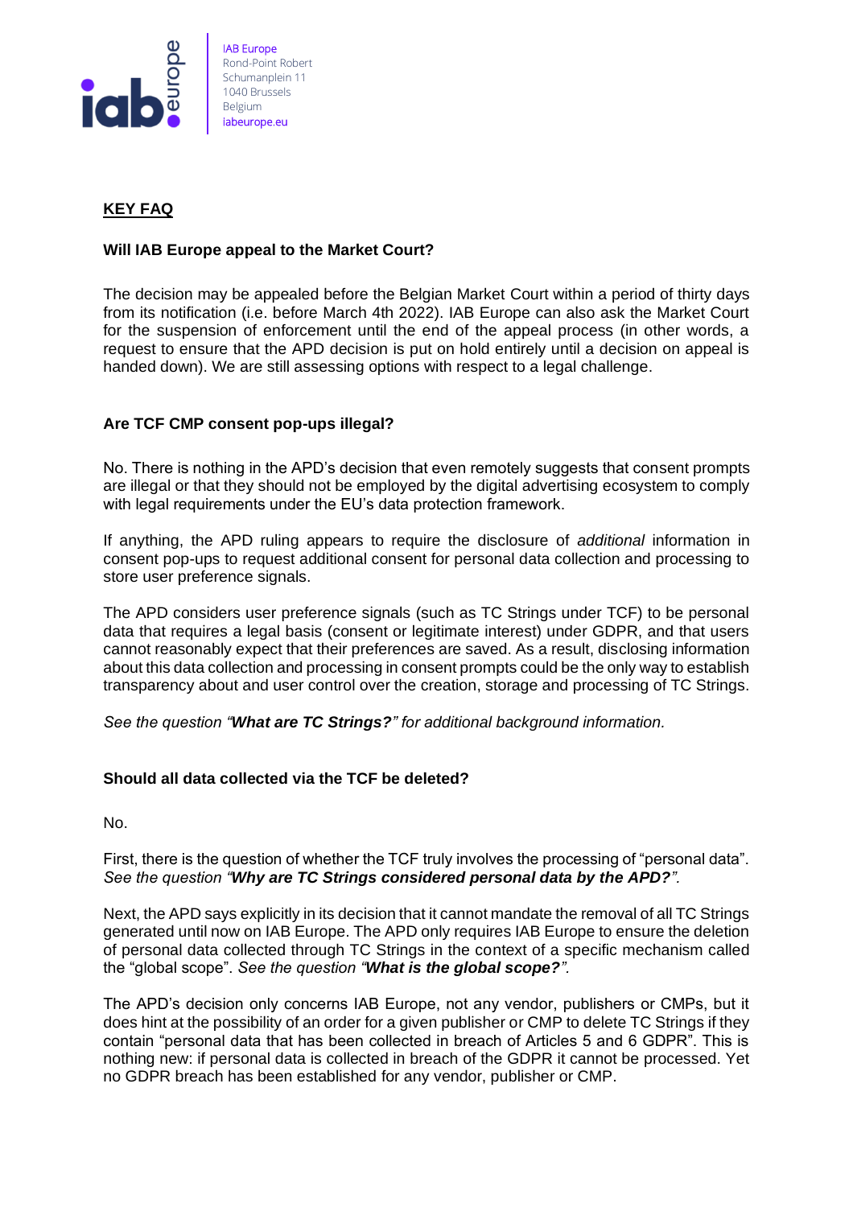IAB Europe
Rond-Point Robert
Schumanplein 11
1040 Brussels
Belgium
iabeurope.eu

## KEY FAQ

### Will IAB Europe appeal to the Market Court?

The decision may be appealed before the Belgian Market Court within a period of thirty days from its notification (i.e. before March 4th 2022). IAB Europe can also ask the Market Court for the suspension of enforcement until the end of the appeal process (in other words, a request to ensure that the APD decision is put on hold entirely until a decision on appeal is handed down). We are still assessing options with respect to a legal challenge.

### Are TCF CMP consent pop-ups illegal?

No. There is nothing in the APD's decision that even remotely suggests that consent prompts are illegal or that they should not be employed by the digital advertising ecosystem to comply with legal requirements under the EU's data protection framework.

If anything, the APD ruling appears to require the disclosure of *additional* information in consent pop-ups to request additional consent for personal data collection and processing to store user preference signals.

The APD considers user preference signals (such as TC Strings under TCF) to be personal data that requires a legal basis (consent or legitimate interest) under GDPR, and that users cannot reasonably expect that their preferences are saved. As a result, disclosing information about this data collection and processing in consent prompts could be the only way to establish transparency about and user control over the creation, storage and processing of TC Strings.

*See the question "**What are TC Strings?**" for additional background information.*

### Should all data collected via the TCF be deleted?

No.

First, there is the question of whether the TCF truly involves the processing of "personal data". *See the question "**Why are TC Strings considered personal data by the APD?**".*

Next, the APD says explicitly in its decision that it cannot mandate the removal of all TC Strings generated until now on IAB Europe. The APD only requires IAB Europe to ensure the deletion of personal data collected through TC Strings in the context of a specific mechanism called the "global scope". *See the question "**What is the global scope?**".*

The APD's decision only concerns IAB Europe, not any vendor, publishers or CMPs, but it does hint at the possibility of an order for a given publisher or CMP to delete TC Strings if they contain "personal data that has been collected in breach of Articles 5 and 6 GDPR". This is nothing new: if personal data is collected in breach of the GDPR it cannot be processed. Yet no GDPR breach has been established for any vendor, publisher or CMP.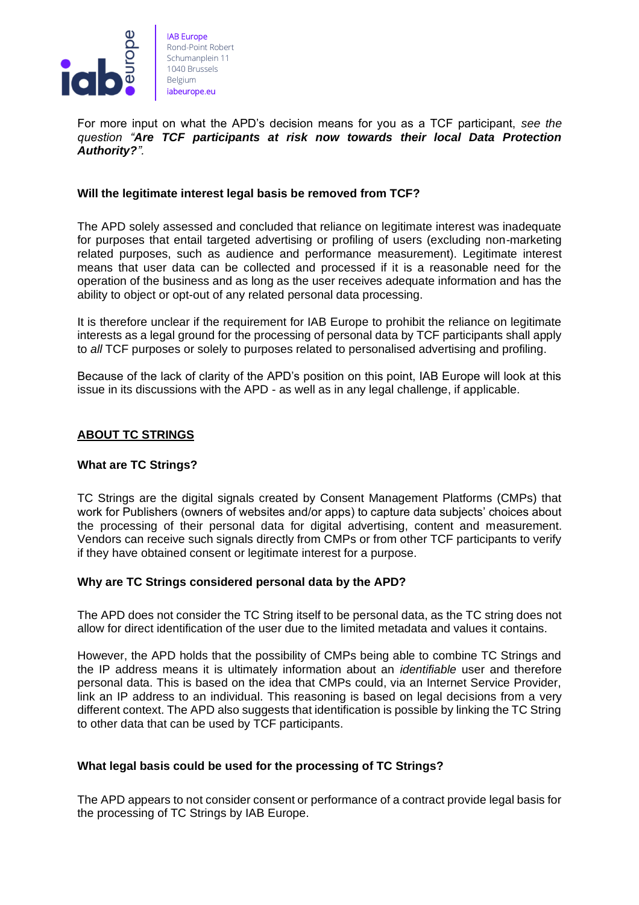For more input on what the APD's decision means for you as a TCF participant, *see the question "**Are TCF participants at risk now towards their local Data Protection Authority?**".*

**Will the legitimate interest legal basis be removed from TCF?**

The APD solely assessed and concluded that reliance on legitimate interest was inadequate for purposes that entail targeted advertising or profiling of users (excluding non-marketing related purposes, such as audience and performance measurement). Legitimate interest means that user data can be collected and processed if it is a reasonable need for the operation of the business and as long as the user receives adequate information and has the ability to object or opt-out of any related personal data processing.

It is therefore unclear if the requirement for IAB Europe to prohibit the reliance on legitimate interests as a legal ground for the processing of personal data by TCF participants shall apply to *all* TCF purposes or solely to purposes related to personalised advertising and profiling.

Because of the lack of clarity of the APD's position on this point, IAB Europe will look at this issue in its discussions with the APD - as well as in any legal challenge, if applicable.

## ABOUT TC STRINGS

**What are TC Strings?**

TC Strings are the digital signals created by Consent Management Platforms (CMPs) that work for Publishers (owners of websites and/or apps) to capture data subjects' choices about the processing of their personal data for digital advertising, content and measurement. Vendors can receive such signals directly from CMPs or from other TCF participants to verify if they have obtained consent or legitimate interest for a purpose.

**Why are TC Strings considered personal data by the APD?**

The APD does not consider the TC String itself to be personal data, as the TC string does not allow for direct identification of the user due to the limited metadata and values it contains.

However, the APD holds that the possibility of CMPs being able to combine TC Strings and the IP address means it is ultimately information about an *identifiable* user and therefore personal data. This is based on the idea that CMPs could, via an Internet Service Provider, link an IP address to an individual. This reasoning is based on legal decisions from a very different context. The APD also suggests that identification is possible by linking the TC String to other data that can be used by TCF participants.

**What legal basis could be used for the processing of TC Strings?**

The APD appears to not consider consent or performance of a contract provide legal basis for the processing of TC Strings by IAB Europe.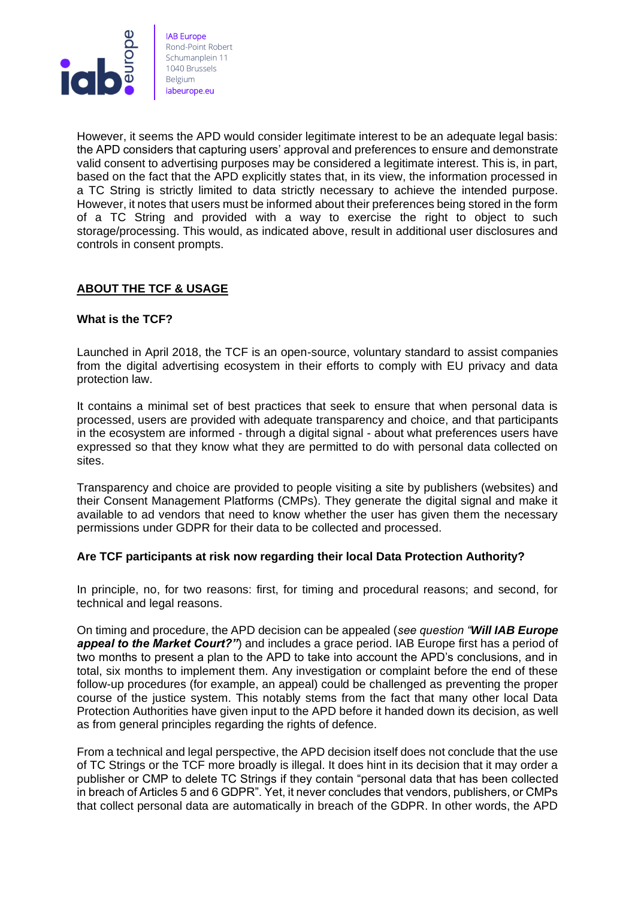However, it seems the APD would consider legitimate interest to be an adequate legal basis: the APD considers that capturing users' approval and preferences to ensure and demonstrate valid consent to advertising purposes may be considered a legitimate interest. This is, in part, based on the fact that the APD explicitly states that, in its view, the information processed in a TC String is strictly limited to data strictly necessary to achieve the intended purpose. However, it notes that users must be informed about their preferences being stored in the form of a TC String and provided with a way to exercise the right to object to such storage/processing. This would, as indicated above, result in additional user disclosures and controls in consent prompts.

## ABOUT THE TCF & USAGE

### What is the TCF?

Launched in April 2018, the TCF is an open-source, voluntary standard to assist companies from the digital advertising ecosystem in their efforts to comply with EU privacy and data protection law.

It contains a minimal set of best practices that seek to ensure that when personal data is processed, users are provided with adequate transparency and choice, and that participants in the ecosystem are informed - through a digital signal - about what preferences users have expressed so that they know what they are permitted to do with personal data collected on sites.

Transparency and choice are provided to people visiting a site by publishers (websites) and their Consent Management Platforms (CMPs). They generate the digital signal and make it available to ad vendors that need to know whether the user has given them the necessary permissions under GDPR for their data to be collected and processed.

### Are TCF participants at risk now regarding their local Data Protection Authority?

In principle, no, for two reasons: first, for timing and procedural reasons; and second, for technical and legal reasons.

On timing and procedure, the APD decision can be appealed (*see question "**Will IAB Europe appeal to the Market Court?**"*) and includes a grace period. IAB Europe first has a period of two months to present a plan to the APD to take into account the APD's conclusions, and in total, six months to implement them. Any investigation or complaint before the end of these follow-up procedures (for example, an appeal) could be challenged as preventing the proper course of the justice system. This notably stems from the fact that many other local Data Protection Authorities have given input to the APD before it handed down its decision, as well as from general principles regarding the rights of defence.

From a technical and legal perspective, the APD decision itself does not conclude that the use of TC Strings or the TCF more broadly is illegal. It does hint in its decision that it may order a publisher or CMP to delete TC Strings if they contain "personal data that has been collected in breach of Articles 5 and 6 GDPR". Yet, it never concludes that vendors, publishers, or CMPs that collect personal data are automatically in breach of the GDPR. In other words, the APD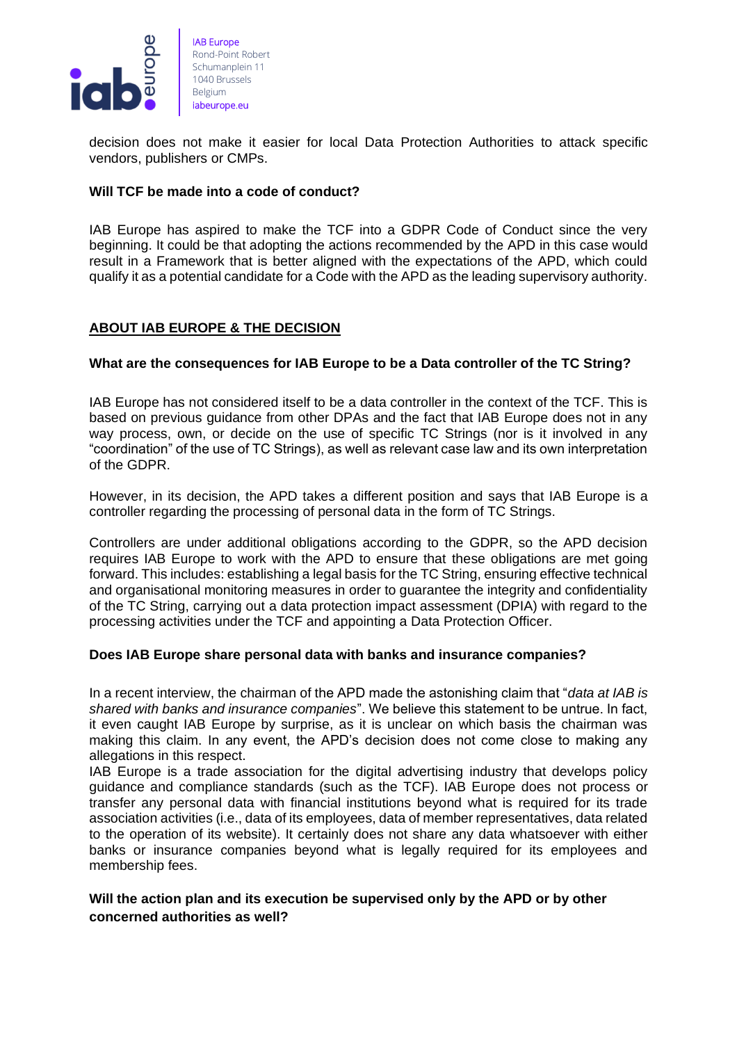decision does not make it easier for local Data Protection Authorities to attack specific vendors, publishers or CMPs.

**Will TCF be made into a code of conduct?**

IAB Europe has aspired to make the TCF into a GDPR Code of Conduct since the very beginning. It could be that adopting the actions recommended by the APD in this case would result in a Framework that is better aligned with the expectations of the APD, which could qualify it as a potential candidate for a Code with the APD as the leading supervisory authority.

## ABOUT IAB EUROPE & THE DECISION

**What are the consequences for IAB Europe to be a Data controller of the TC String?**

IAB Europe has not considered itself to be a data controller in the context of the TCF. This is based on previous guidance from other DPAs and the fact that IAB Europe does not in any way process, own, or decide on the use of specific TC Strings (nor is it involved in any "coordination" of the use of TC Strings), as well as relevant case law and its own interpretation of the GDPR.

However, in its decision, the APD takes a different position and says that IAB Europe is a controller regarding the processing of personal data in the form of TC Strings.

Controllers are under additional obligations according to the GDPR, so the APD decision requires IAB Europe to work with the APD to ensure that these obligations are met going forward. This includes: establishing a legal basis for the TC String, ensuring effective technical and organisational monitoring measures in order to guarantee the integrity and confidentiality of the TC String, carrying out a data protection impact assessment (DPIA) with regard to the processing activities under the TCF and appointing a Data Protection Officer.

**Does IAB Europe share personal data with banks and insurance companies?**

In a recent interview, the chairman of the APD made the astonishing claim that "*data at IAB is shared with banks and insurance companies*". We believe this statement to be untrue. In fact, it even caught IAB Europe by surprise, as it is unclear on which basis the chairman was making this claim. In any event, the APD's decision does not come close to making any allegations in this respect.

IAB Europe is a trade association for the digital advertising industry that develops policy guidance and compliance standards (such as the TCF). IAB Europe does not process or transfer any personal data with financial institutions beyond what is required for its trade association activities (i.e., data of its employees, data of member representatives, data related to the operation of its website). It certainly does not share any data whatsoever with either banks or insurance companies beyond what is legally required for its employees and membership fees.

**Will the action plan and its execution be supervised only by the APD or by other concerned authorities as well?**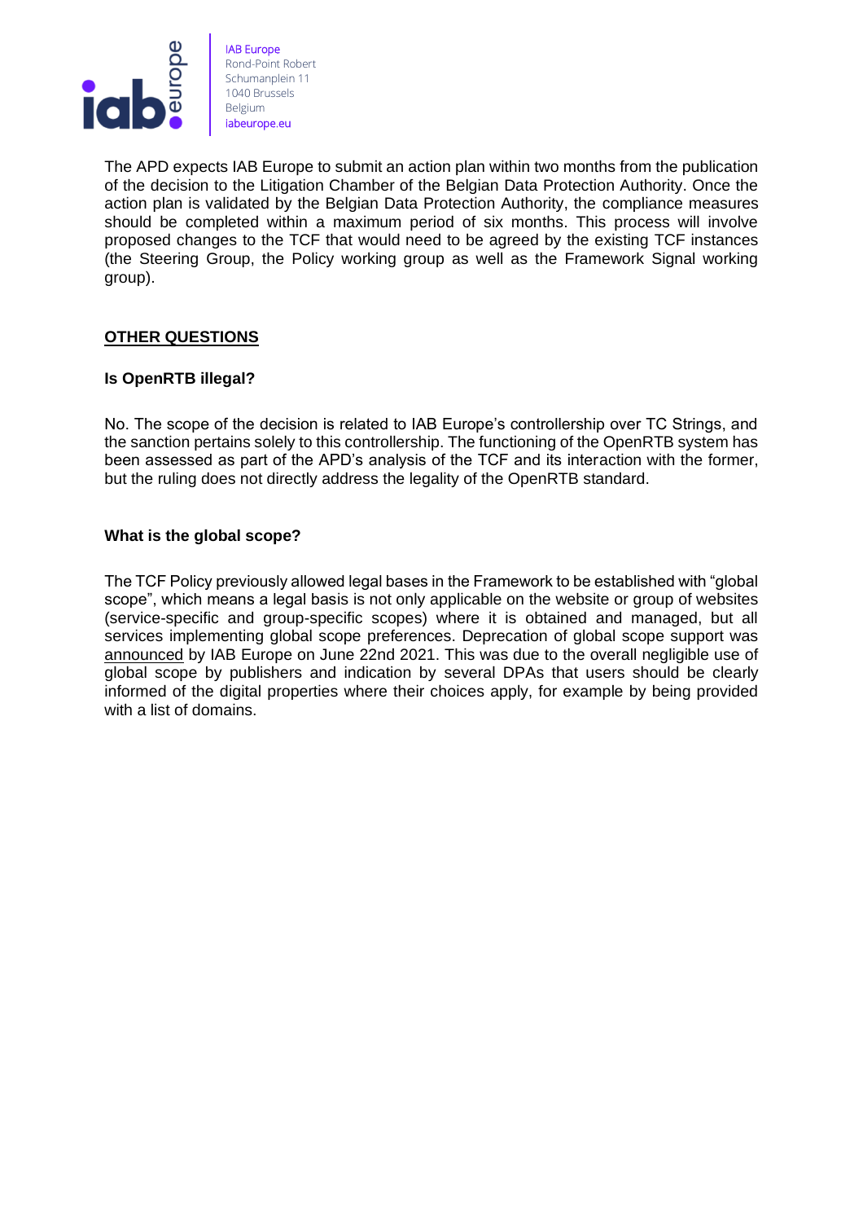The APD expects IAB Europe to submit an action plan within two months from the publication of the decision to the Litigation Chamber of the Belgian Data Protection Authority. Once the action plan is validated by the Belgian Data Protection Authority, the compliance measures should be completed within a maximum period of six months. This process will involve proposed changes to the TCF that would need to be agreed by the existing TCF instances (the Steering Group, the Policy working group as well as the Framework Signal working group).

## OTHER QUESTIONS

### Is OpenRTB illegal?

No. The scope of the decision is related to IAB Europe's controllership over TC Strings, and the sanction pertains solely to this controllership. The functioning of the OpenRTB system has been assessed as part of the APD's analysis of the TCF and its interaction with the former, but the ruling does not directly address the legality of the OpenRTB standard.

### What is the global scope?

The TCF Policy previously allowed legal bases in the Framework to be established with "global scope", which means a legal basis is not only applicable on the website or group of websites (service-specific and group-specific scopes) where it is obtained and managed, but all services implementing global scope preferences. Deprecation of global scope support was announced by IAB Europe on June 22nd 2021. This was due to the overall negligible use of global scope by publishers and indication by several DPAs that users should be clearly informed of the digital properties where their choices apply, for example by being provided with a list of domains.